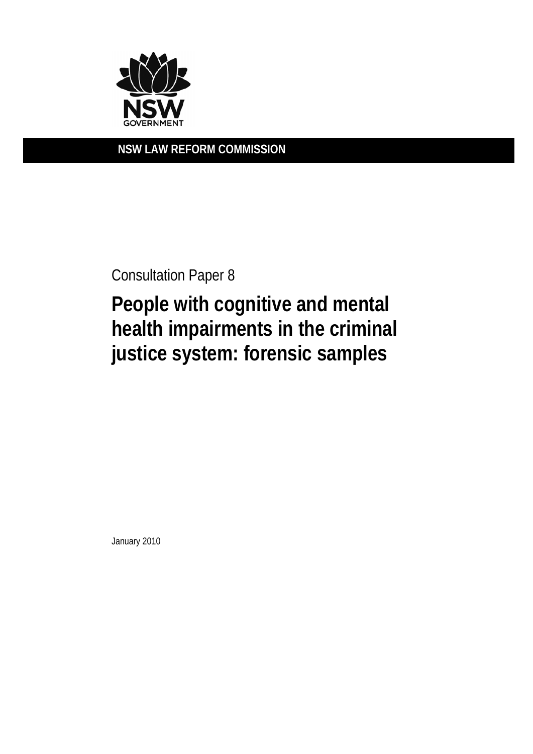NSW GOVERNMENT

**NSW LAW REFORM COMMISSION**

Consultation Paper 8

# People with cognitive and mental health impairments in the criminal justice system: forensic samples

January 2010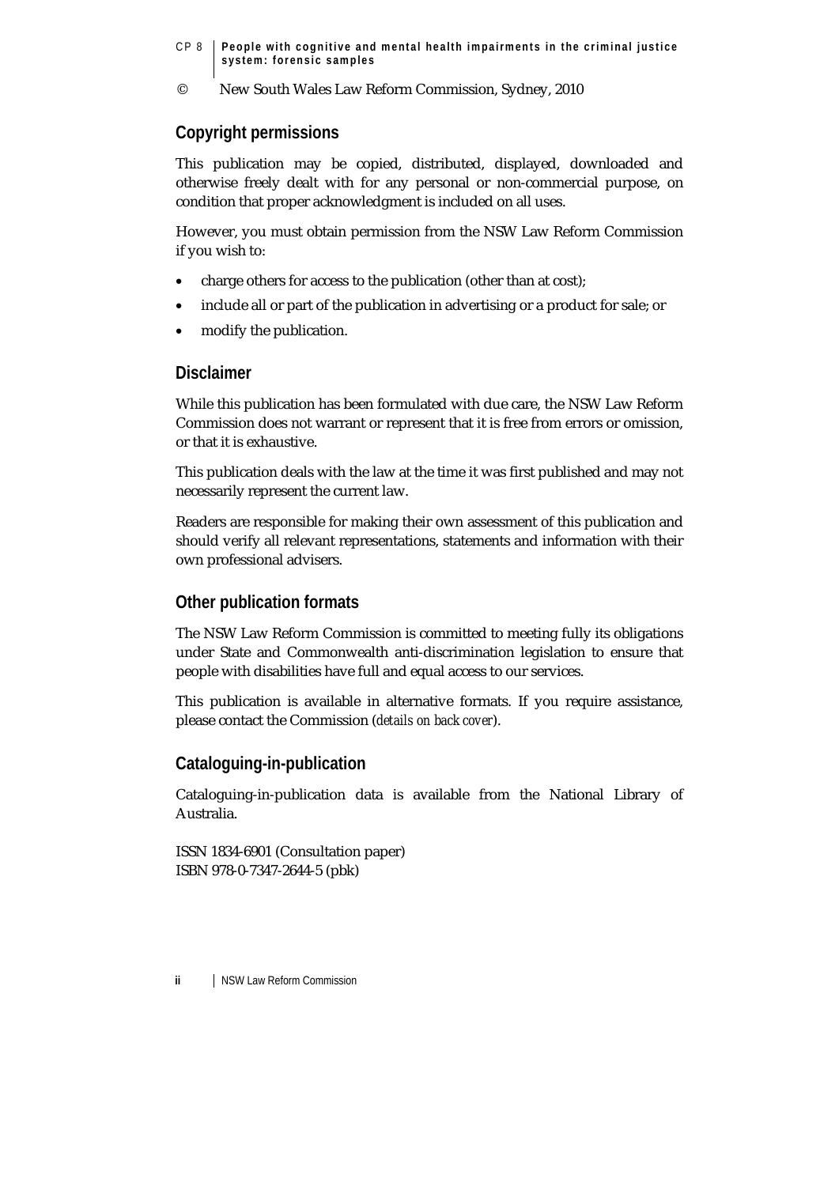© New South Wales Law Reform Commission, Sydney, 2010

## Copyright permissions

This publication may be copied, distributed, displayed, downloaded and otherwise freely dealt with for any personal or non-commercial purpose, on condition that proper acknowledgment is included on all uses.

However, you must obtain permission from the NSW Law Reform Commission if you wish to:

- charge others for access to the publication (other than at cost);
- include all or part of the publication in advertising or a product for sale; or
- modify the publication.

## Disclaimer

While this publication has been formulated with due care, the NSW Law Reform Commission does not warrant or represent that it is free from errors or omission, or that it is exhaustive.

This publication deals with the law at the time it was first published and may not necessarily represent the current law.

Readers are responsible for making their own assessment of this publication and should verify all relevant representations, statements and information with their own professional advisers.

## Other publication formats

The NSW Law Reform Commission is committed to meeting fully its obligations under State and Commonwealth anti-discrimination legislation to ensure that people with disabilities have full and equal access to our services.

This publication is available in alternative formats. If you require assistance, please contact the Commission (*details on back cover*).

## Cataloguing-in-publication

Cataloguing-in-publication data is available from the National Library of Australia.

ISSN 1834-6901 (Consultation paper)
ISBN 978-0-7347-2644-5 (pbk)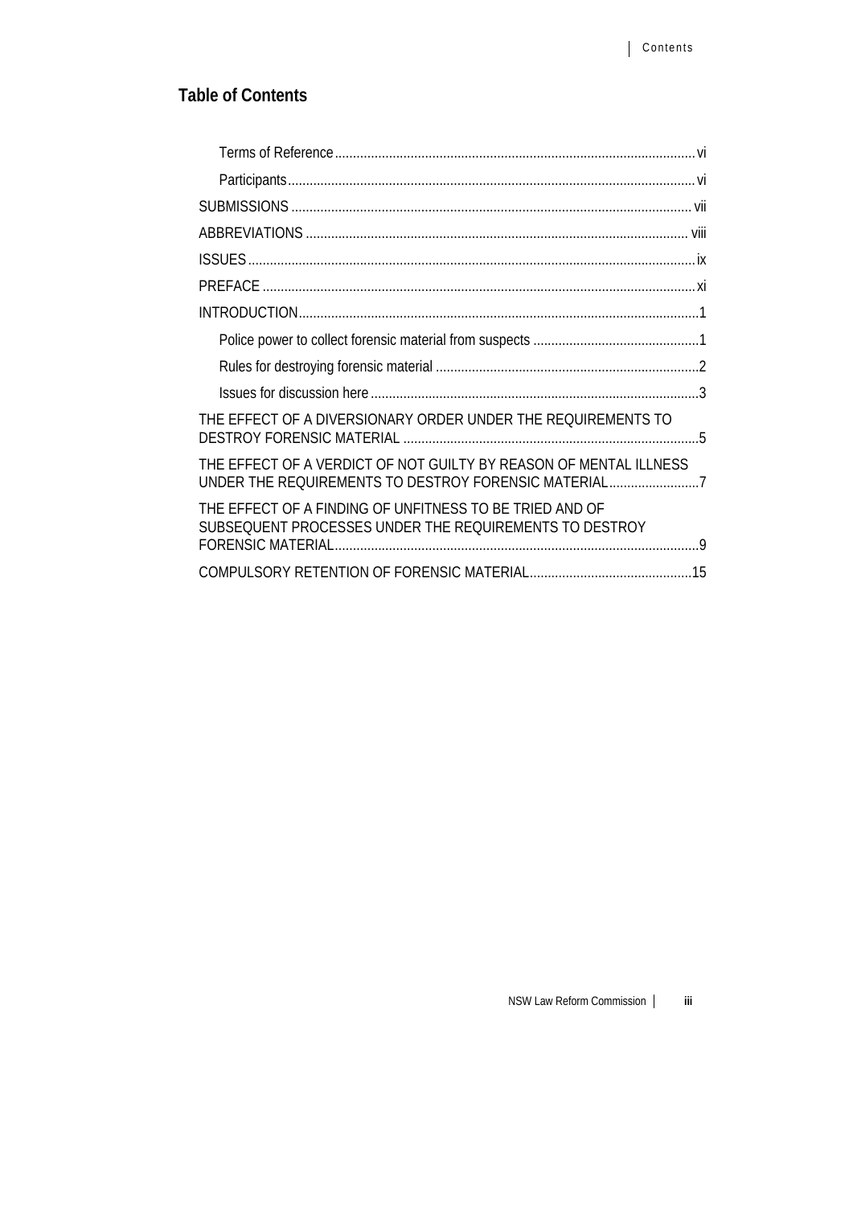## Table of Contents

- Terms of Reference ........ vi
- Participants ........ vi

SUBMISSIONS ........ vii

ABBREVIATIONS ........ viii

ISSUES ........ ix

PREFACE ........ xi

INTRODUCTION ........ 1

- Police power to collect forensic material from suspects ........ 1
- Rules for destroying forensic material ........ 2
- Issues for discussion here ........ 3

THE EFFECT OF A DIVERSIONARY ORDER UNDER THE REQUIREMENTS TO DESTROY FORENSIC MATERIAL ........ 5

THE EFFECT OF A VERDICT OF NOT GUILTY BY REASON OF MENTAL ILLNESS UNDER THE REQUIREMENTS TO DESTROY FORENSIC MATERIAL ........ 7

THE EFFECT OF A FINDING OF UNFITNESS TO BE TRIED AND OF SUBSEQUENT PROCESSES UNDER THE REQUIREMENTS TO DESTROY FORENSIC MATERIAL ........ 9

COMPULSORY RETENTION OF FORENSIC MATERIAL ........ 15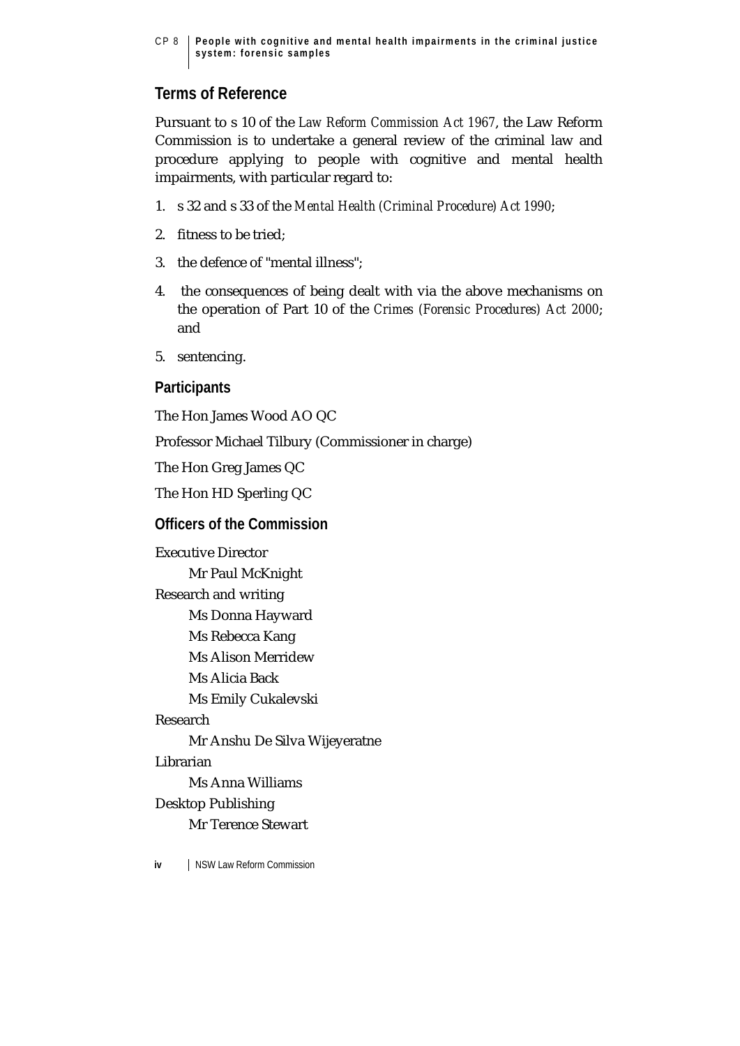## Terms of Reference

Pursuant to s 10 of the *Law Reform Commission Act 1967*, the Law Reform Commission is to undertake a general review of the criminal law and procedure applying to people with cognitive and mental health impairments, with particular regard to:

1. s 32 and s 33 of the *Mental Health (Criminal Procedure) Act 1990*;
2. fitness to be tried;
3. the defence of "mental illness";
4. the consequences of being dealt with via the above mechanisms on the operation of Part 10 of the *Crimes (Forensic Procedures) Act 2000*; and
5. sentencing.

## Participants

The Hon James Wood AO QC

Professor Michael Tilbury (Commissioner in charge)

The Hon Greg James QC

The Hon HD Sperling QC

## Officers of the Commission

Executive Director

Mr Paul McKnight

Research and writing

Ms Donna Hayward

Ms Rebecca Kang

Ms Alison Merridew

Ms Alicia Back

Ms Emily Cukalevski

Research

Mr Anshu De Silva Wijeyeratne

Librarian

Ms Anna Williams

Desktop Publishing

Mr Terence Stewart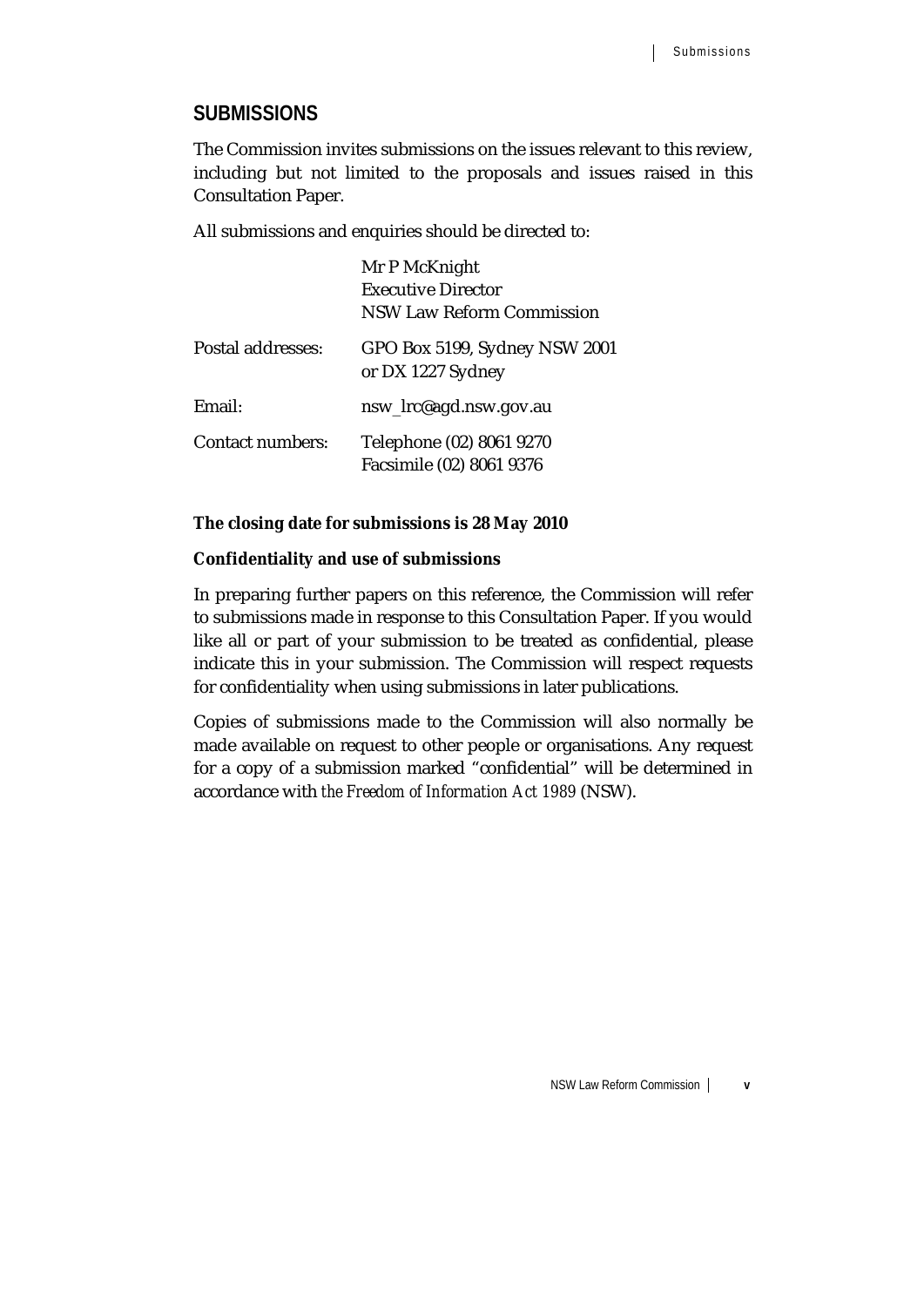## SUBMISSIONS

The Commission invites submissions on the issues relevant to this review, including but not limited to the proposals and issues raised in this Consultation Paper.

All submissions and enquiries should be directed to:

| | |
|---|---|
| | Mr P McKnight<br>Executive Director<br>NSW Law Reform Commission |
| Postal addresses: | GPO Box 5199, Sydney NSW 2001<br>or DX 1227 Sydney |
| Email: | nsw_lrc@agd.nsw.gov.au |
| Contact numbers: | Telephone (02) 8061 9270<br>Facsimile (02) 8061 9376 |

**The closing date for submissions is 28 May 2010**

**Confidentiality and use of submissions**

In preparing further papers on this reference, the Commission will refer to submissions made in response to this Consultation Paper. If you would like all or part of your submission to be treated as confidential, please indicate this in your submission. The Commission will respect requests for confidentiality when using submissions in later publications.

Copies of submissions made to the Commission will also normally be made available on request to other people or organisations. Any request for a copy of a submission marked "confidential" will be determined in accordance with *the Freedom of Information Act 1989* (NSW).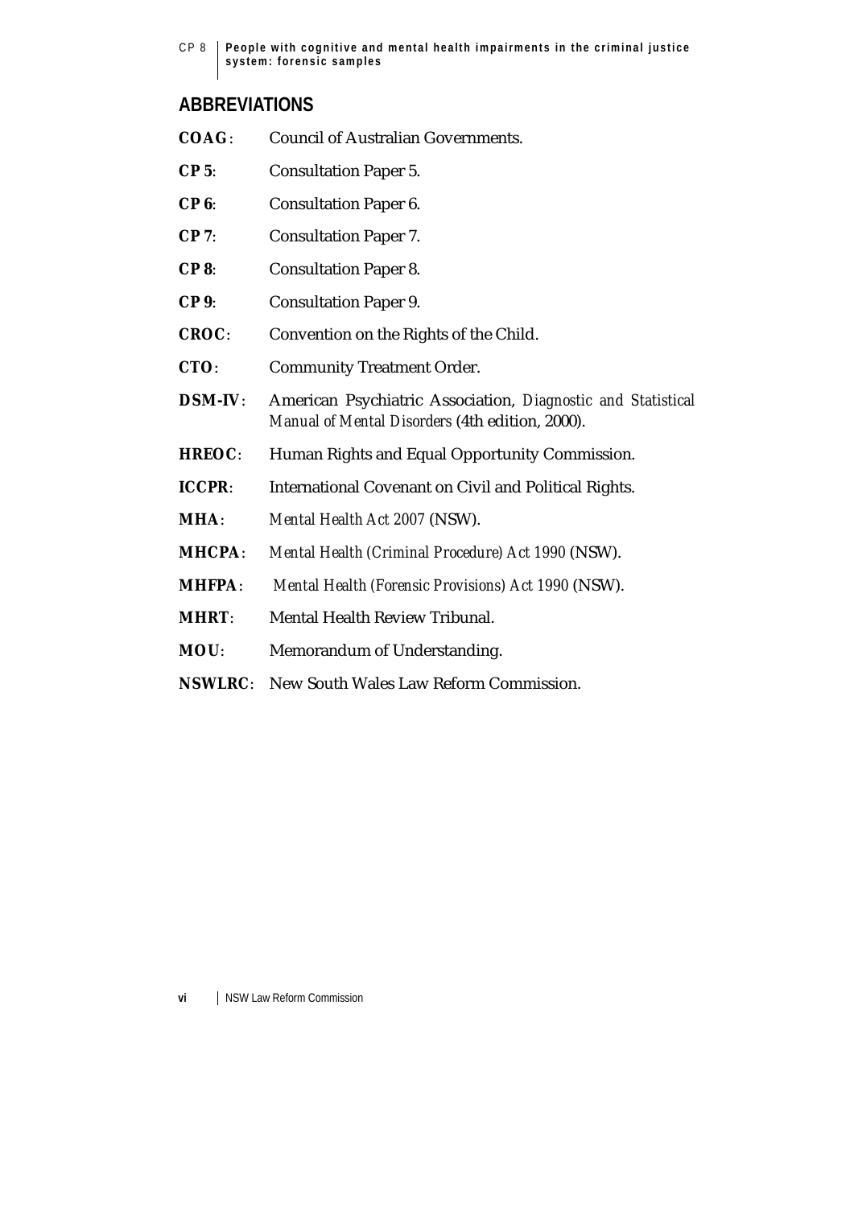## ABBREVIATIONS

**COAG**: Council of Australian Governments.

**CP 5**: Consultation Paper 5.

**CP 6**: Consultation Paper 6.

**CP 7**: Consultation Paper 7.

**CP 8**: Consultation Paper 8.

**CP 9**: Consultation Paper 9.

**CROC**: Convention on the Rights of the Child.

**CTO**: Community Treatment Order.

**DSM-IV**: American Psychiatric Association, *Diagnostic and Statistical Manual of Mental Disorders* (4th edition, 2000).

**HREOC**: Human Rights and Equal Opportunity Commission.

**ICCPR**: International Covenant on Civil and Political Rights.

**MHA**: *Mental Health Act 2007* (NSW).

**MHCPA**: *Mental Health (Criminal Procedure) Act 1990* (NSW).

**MHFPA**: *Mental Health (Forensic Provisions) Act 1990* (NSW).

**MHRT**: Mental Health Review Tribunal.

**MOU**: Memorandum of Understanding.

**NSWLRC**: New South Wales Law Reform Commission.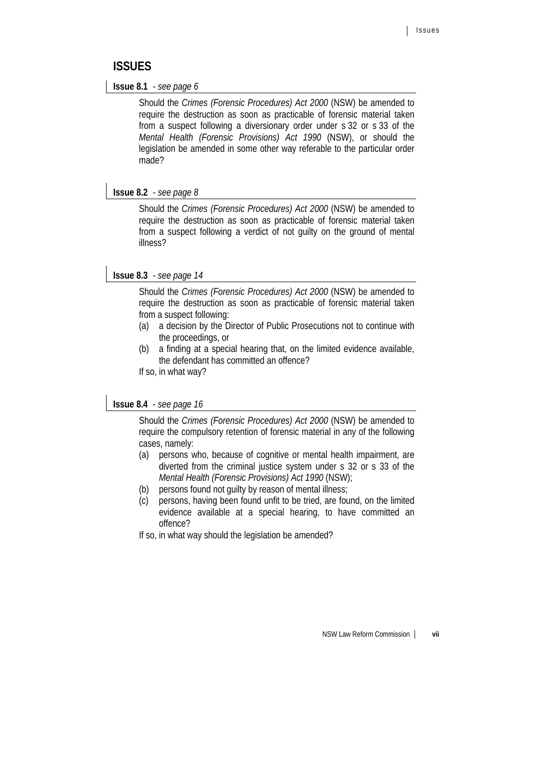# ISSUES

**Issue 8.1** - *see page 6*

Should the *Crimes (Forensic Procedures) Act 2000* (NSW) be amended to require the destruction as soon as practicable of forensic material taken from a suspect following a diversionary order under s 32 or s 33 of the *Mental Health (Forensic Provisions) Act 1990* (NSW), or should the legislation be amended in some other way referable to the particular order made?

**Issue 8.2** - *see page 8*

Should the *Crimes (Forensic Procedures) Act 2000* (NSW) be amended to require the destruction as soon as practicable of forensic material taken from a suspect following a verdict of not guilty on the ground of mental illness?

**Issue 8.3** - *see page 14*

Should the *Crimes (Forensic Procedures) Act 2000* (NSW) be amended to require the destruction as soon as practicable of forensic material taken from a suspect following:

(a) a decision by the Director of Public Prosecutions not to continue with the proceedings, or

(b) a finding at a special hearing that, on the limited evidence available, the defendant has committed an offence?

If so, in what way?

**Issue 8.4** - *see page 16*

Should the *Crimes (Forensic Procedures) Act 2000* (NSW) be amended to require the compulsory retention of forensic material in any of the following cases, namely:

(a) persons who, because of cognitive or mental health impairment, are diverted from the criminal justice system under s 32 or s 33 of the *Mental Health (Forensic Provisions) Act 1990* (NSW);

(b) persons found not guilty by reason of mental illness;

(c) persons, having been found unfit to be tried, are found, on the limited evidence available at a special hearing, to have committed an offence?

If so, in what way should the legislation be amended?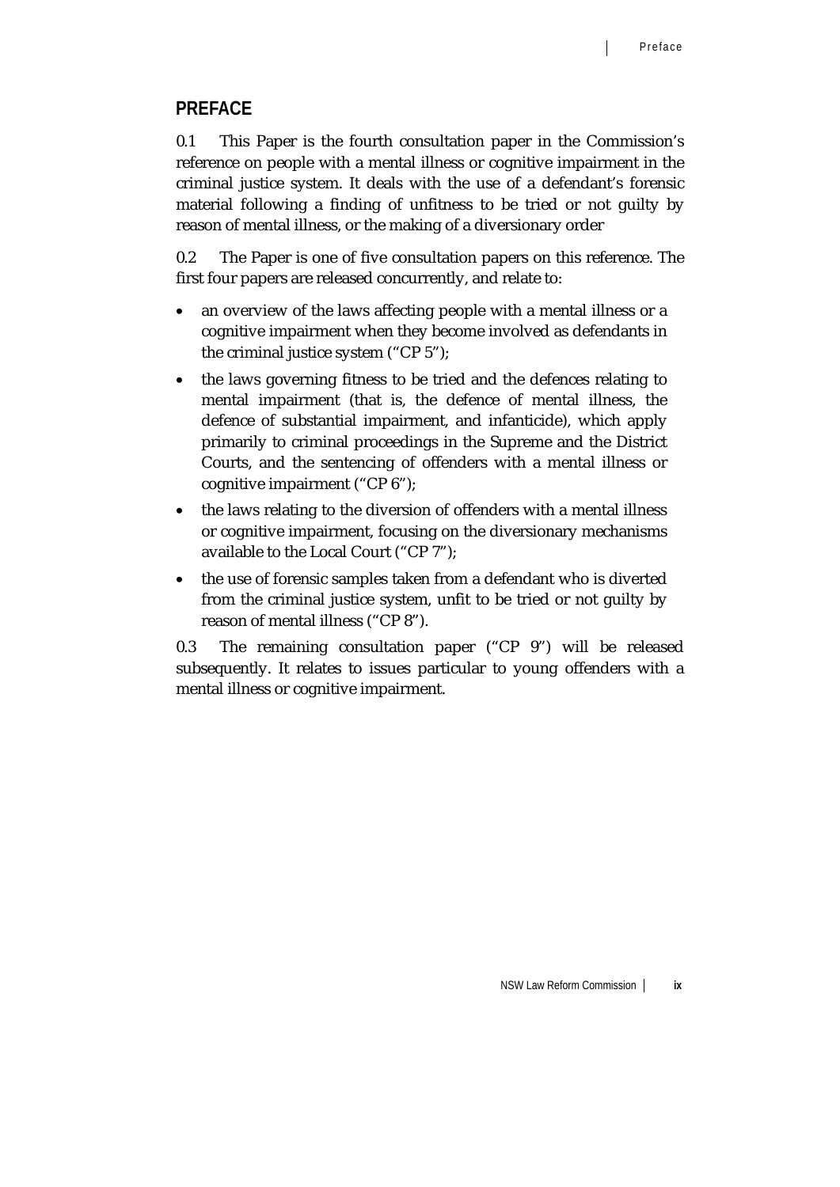## PREFACE

0.1 This Paper is the fourth consultation paper in the Commission's reference on people with a mental illness or cognitive impairment in the criminal justice system. It deals with the use of a defendant's forensic material following a finding of unfitness to be tried or not guilty by reason of mental illness, or the making of a diversionary order

0.2 The Paper is one of five consultation papers on this reference. The first four papers are released concurrently, and relate to:

- an overview of the laws affecting people with a mental illness or a cognitive impairment when they become involved as defendants in the criminal justice system ("CP 5");
- the laws governing fitness to be tried and the defences relating to mental impairment (that is, the defence of mental illness, the defence of substantial impairment, and infanticide), which apply primarily to criminal proceedings in the Supreme and the District Courts, and the sentencing of offenders with a mental illness or cognitive impairment ("CP 6");
- the laws relating to the diversion of offenders with a mental illness or cognitive impairment, focusing on the diversionary mechanisms available to the Local Court ("CP 7");
- the use of forensic samples taken from a defendant who is diverted from the criminal justice system, unfit to be tried or not guilty by reason of mental illness ("CP 8").

0.3 The remaining consultation paper ("CP 9") will be released subsequently. It relates to issues particular to young offenders with a mental illness or cognitive impairment.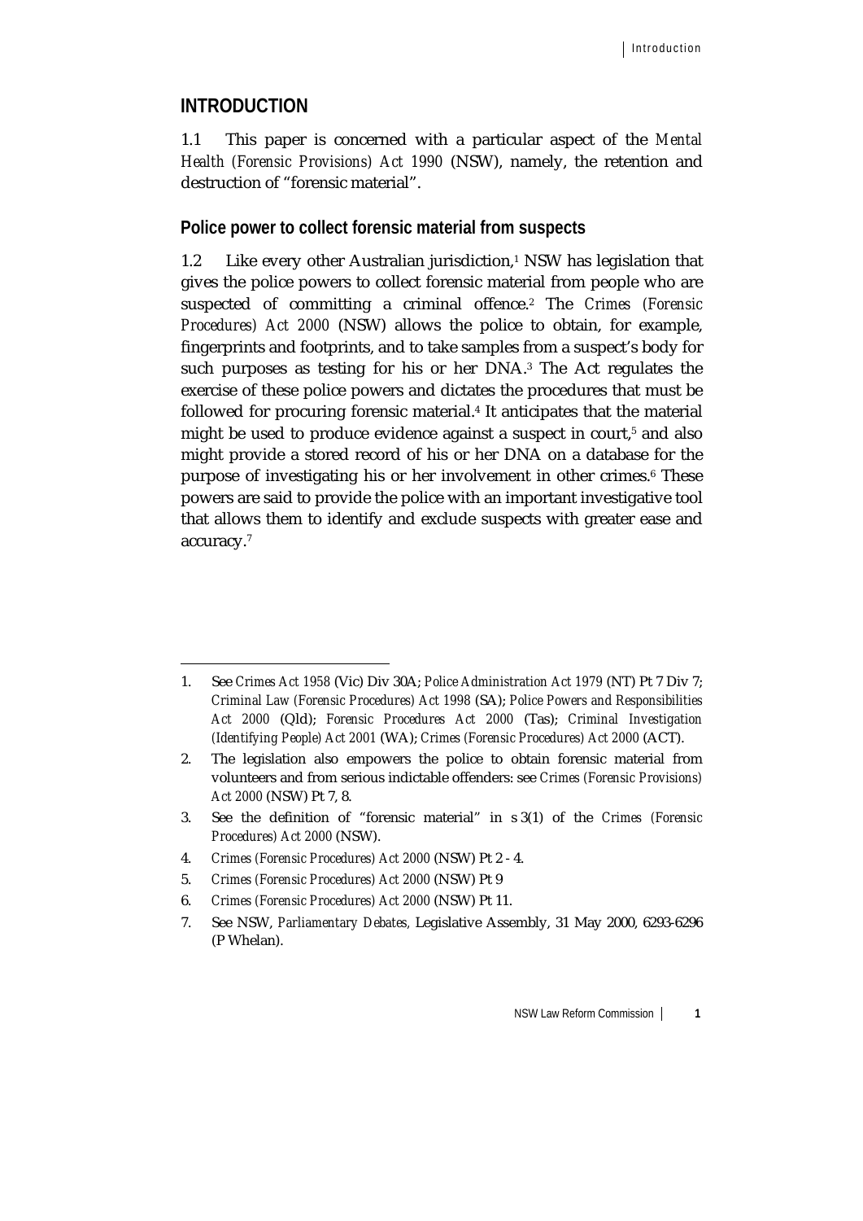# INTRODUCTION

1.1 This paper is concerned with a particular aspect of the *Mental Health (Forensic Provisions) Act 1990* (NSW), namely, the retention and destruction of "forensic material".

## Police power to collect forensic material from suspects

1.2 Like every other Australian jurisdiction,[1] NSW has legislation that gives the police powers to collect forensic material from people who are suspected of committing a criminal offence.[2] The *Crimes (Forensic Procedures) Act 2000* (NSW) allows the police to obtain, for example, fingerprints and footprints, and to take samples from a suspect's body for such purposes as testing for his or her DNA.[3] The Act regulates the exercise of these police powers and dictates the procedures that must be followed for procuring forensic material.[4] It anticipates that the material might be used to produce evidence against a suspect in court,[5] and also might provide a stored record of his or her DNA on a database for the purpose of investigating his or her involvement in other crimes.[6] These powers are said to provide the police with an important investigative tool that allows them to identify and exclude suspects with greater ease and accuracy.[7]

---

1. See *Crimes Act 1958* (Vic) Div 30A; *Police Administration Act 1979* (NT) Pt 7 Div 7; *Criminal Law (Forensic Procedures) Act 1998* (SA); *Police Powers and Responsibilities Act 2000* (Qld); *Forensic Procedures Act 2000* (Tas); *Criminal Investigation (Identifying People) Act 2001* (WA); *Crimes (Forensic Procedures) Act 2000* (ACT).
2. The legislation also empowers the police to obtain forensic material from volunteers and from serious indictable offenders: see *Crimes (Forensic Provisions) Act 2000* (NSW) Pt 7, 8.
3. See the definition of "forensic material" in s 3(1) of the *Crimes (Forensic Procedures) Act 2000* (NSW).
4. *Crimes (Forensic Procedures) Act 2000* (NSW) Pt 2 - 4.
5. *Crimes (Forensic Procedures) Act 2000* (NSW) Pt 9
6. *Crimes (Forensic Procedures) Act 2000* (NSW) Pt 11.
7. See NSW, *Parliamentary Debates*, Legislative Assembly, 31 May 2000, 6293-6296 (P Whelan).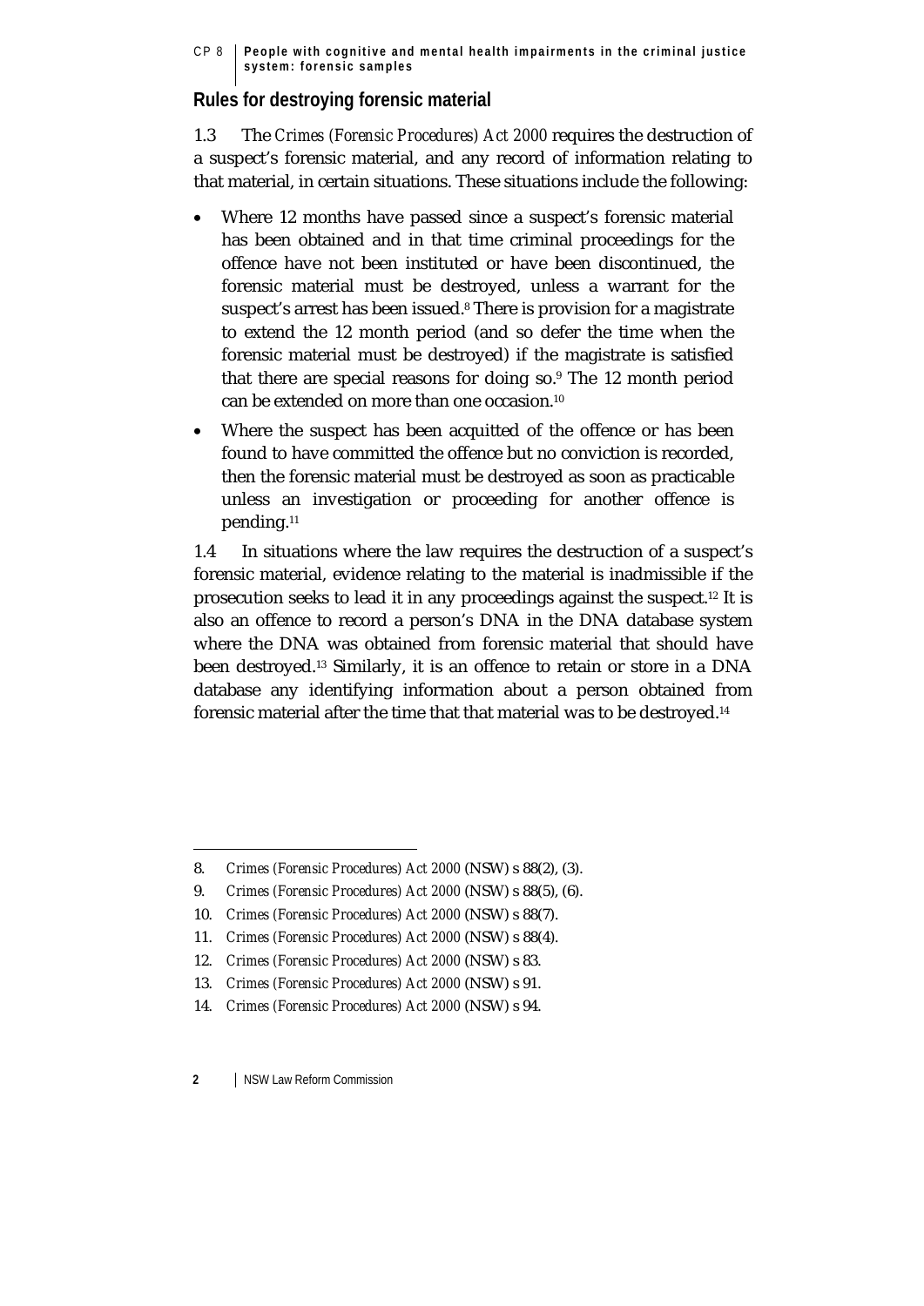## Rules for destroying forensic material

1.3 The *Crimes (Forensic Procedures) Act 2000* requires the destruction of a suspect's forensic material, and any record of information relating to that material, in certain situations. These situations include the following:

- Where 12 months have passed since a suspect's forensic material has been obtained and in that time criminal proceedings for the offence have not been instituted or have been discontinued, the forensic material must be destroyed, unless a warrant for the suspect's arrest has been issued.[8] There is provision for a magistrate to extend the 12 month period (and so defer the time when the forensic material must be destroyed) if the magistrate is satisfied that there are special reasons for doing so.[9] The 12 month period can be extended on more than one occasion.[10]
- Where the suspect has been acquitted of the offence or has been found to have committed the offence but no conviction is recorded, then the forensic material must be destroyed as soon as practicable unless an investigation or proceeding for another offence is pending.[11]

1.4 In situations where the law requires the destruction of a suspect's forensic material, evidence relating to the material is inadmissible if the prosecution seeks to lead it in any proceedings against the suspect.[12] It is also an offence to record a person's DNA in the DNA database system where the DNA was obtained from forensic material that should have been destroyed.[13] Similarly, it is an offence to retain or store in a DNA database any identifying information about a person obtained from forensic material after the time that that material was to be destroyed.[14]

---

8. *Crimes (Forensic Procedures) Act 2000* (NSW) s 88(2), (3).
9. *Crimes (Forensic Procedures) Act 2000* (NSW) s 88(5), (6).
10. *Crimes (Forensic Procedures) Act 2000* (NSW) s 88(7).
11. *Crimes (Forensic Procedures) Act 2000* (NSW) s 88(4).
12. *Crimes (Forensic Procedures) Act 2000* (NSW) s 83.
13. *Crimes (Forensic Procedures) Act 2000* (NSW) s 91.
14. *Crimes (Forensic Procedures) Act 2000* (NSW) s 94.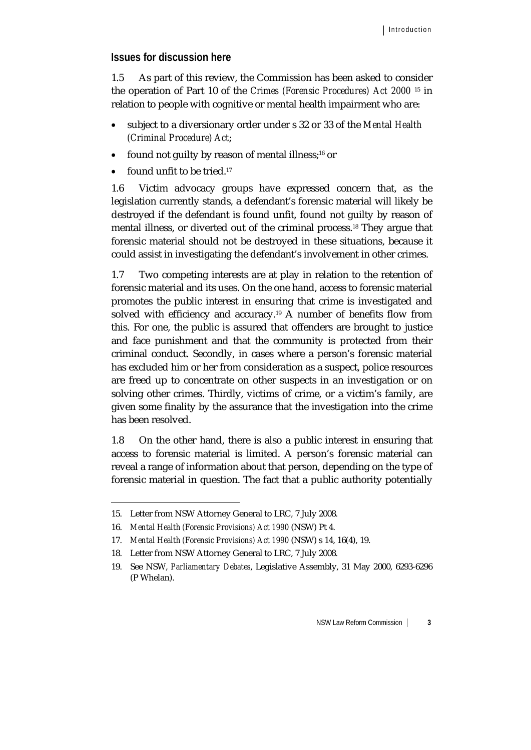## Issues for discussion here

1.5 As part of this review, the Commission has been asked to consider the operation of Part 10 of the *Crimes (Forensic Procedures) Act 2000* [15] in relation to people with cognitive or mental health impairment who are:

- subject to a diversionary order under s 32 or 33 of the *Mental Health (Criminal Procedure) Act*;
- found not guilty by reason of mental illness;[16] or
- found unfit to be tried.[17]

1.6 Victim advocacy groups have expressed concern that, as the legislation currently stands, a defendant's forensic material will likely be destroyed if the defendant is found unfit, found not guilty by reason of mental illness, or diverted out of the criminal process.[18] They argue that forensic material should not be destroyed in these situations, because it could assist in investigating the defendant's involvement in other crimes.

1.7 Two competing interests are at play in relation to the retention of forensic material and its uses. On the one hand, access to forensic material promotes the public interest in ensuring that crime is investigated and solved with efficiency and accuracy.[19] A number of benefits flow from this. For one, the public is assured that offenders are brought to justice and face punishment and that the community is protected from their criminal conduct. Secondly, in cases where a person's forensic material has excluded him or her from consideration as a suspect, police resources are freed up to concentrate on other suspects in an investigation or on solving other crimes. Thirdly, victims of crime, or a victim's family, are given some finality by the assurance that the investigation into the crime has been resolved.

1.8 On the other hand, there is also a public interest in ensuring that access to forensic material is limited. A person's forensic material can reveal a range of information about that person, depending on the type of forensic material in question. The fact that a public authority potentially

---

15. Letter from NSW Attorney General to LRC, 7 July 2008.
16. *Mental Health (Forensic Provisions) Act 1990* (NSW) Pt 4.
17. *Mental Health (Forensic Provisions) Act 1990* (NSW) s 14, 16(4), 19.
18. Letter from NSW Attorney General to LRC, 7 July 2008.
19. See NSW, *Parliamentary Debates*, Legislative Assembly, 31 May 2000, 6293-6296 (P Whelan).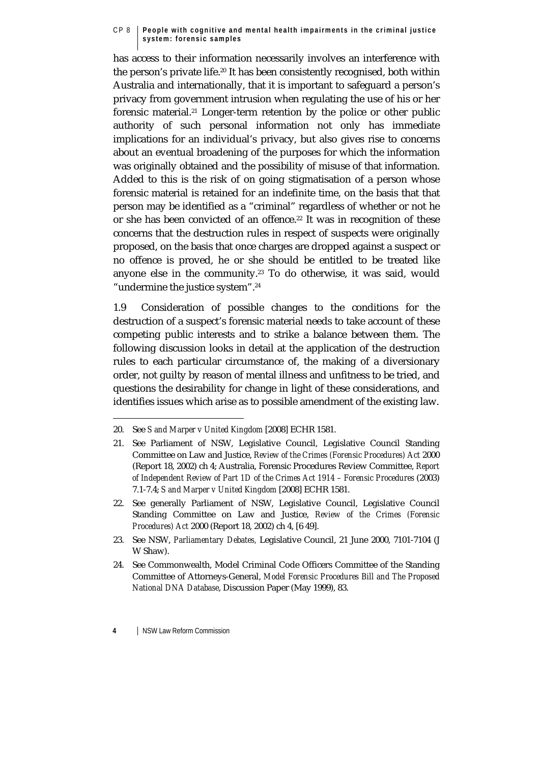has access to their information necessarily involves an interference with the person's private life.[20] It has been consistently recognised, both within Australia and internationally, that it is important to safeguard a person's privacy from government intrusion when regulating the use of his or her forensic material.[21] Longer-term retention by the police or other public authority of such personal information not only has immediate implications for an individual's privacy, but also gives rise to concerns about an eventual broadening of the purposes for which the information was originally obtained and the possibility of misuse of that information. Added to this is the risk of on going stigmatisation of a person whose forensic material is retained for an indefinite time, on the basis that that person may be identified as a "criminal" regardless of whether or not he or she has been convicted of an offence.[22] It was in recognition of these concerns that the destruction rules in respect of suspects were originally proposed, on the basis that once charges are dropped against a suspect or no offence is proved, he or she should be entitled to be treated like anyone else in the community.[23] To do otherwise, it was said, would "undermine the justice system".[24]

1.9 Consideration of possible changes to the conditions for the destruction of a suspect's forensic material needs to take account of these competing public interests and to strike a balance between them. The following discussion looks in detail at the application of the destruction rules to each particular circumstance of, the making of a diversionary order, not guilty by reason of mental illness and unfitness to be tried, and questions the desirability for change in light of these considerations, and identifies issues which arise as to possible amendment of the existing law.

---

20. See *S and Marper v United Kingdom* [2008] ECHR 1581.

21. See Parliament of NSW, Legislative Council, Legislative Council Standing Committee on Law and Justice, *Review of the Crimes (Forensic Procedures) Act* 2000 (Report 18, 2002) ch 4; Australia, Forensic Procedures Review Committee, *Report of Independent Review of Part 1D of the Crimes Act 1914 – Forensic Procedures* (2003) 7.1-7.4; *S and Marper v United Kingdom* [2008] ECHR 1581.

22. See generally Parliament of NSW, Legislative Council, Legislative Council Standing Committee on Law and Justice, *Review of the Crimes (Forensic Procedures) Act* 2000 (Report 18, 2002) ch 4, [6 49].

23. See NSW, *Parliamentary Debates,* Legislative Council, 21 June 2000, 7101-7104 (J W Shaw).

24. See Commonwealth, Model Criminal Code Officers Committee of the Standing Committee of Attorneys-General, *Model Forensic Procedures Bill and The Proposed National DNA Database*, Discussion Paper (May 1999), 83.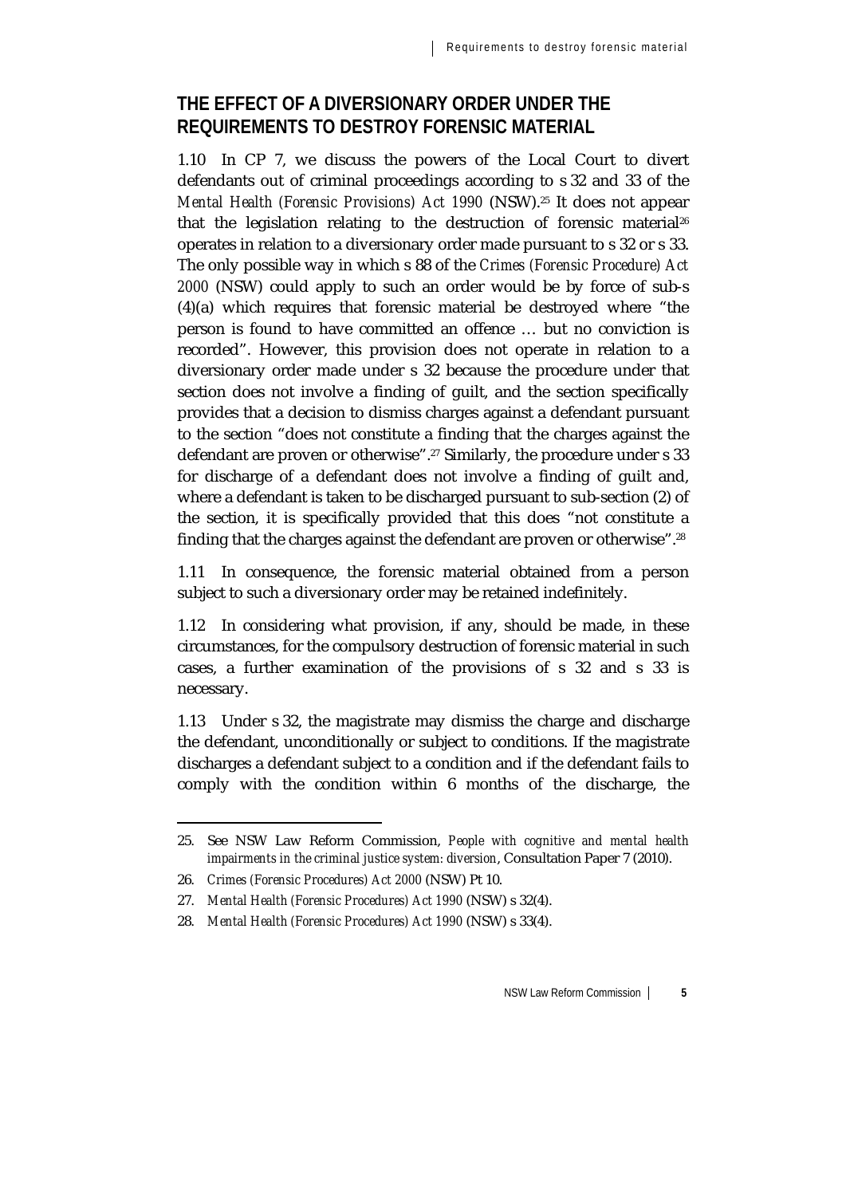## THE EFFECT OF A DIVERSIONARY ORDER UNDER THE REQUIREMENTS TO DESTROY FORENSIC MATERIAL

1.10 In CP 7, we discuss the powers of the Local Court to divert defendants out of criminal proceedings according to s 32 and 33 of the *Mental Health (Forensic Provisions) Act 1990* (NSW).[25] It does not appear that the legislation relating to the destruction of forensic material[26] operates in relation to a diversionary order made pursuant to s 32 or s 33. The only possible way in which s 88 of the *Crimes (Forensic Procedure) Act 2000* (NSW) could apply to such an order would be by force of sub-s (4)(a) which requires that forensic material be destroyed where "the person is found to have committed an offence … but no conviction is recorded". However, this provision does not operate in relation to a diversionary order made under s 32 because the procedure under that section does not involve a finding of guilt, and the section specifically provides that a decision to dismiss charges against a defendant pursuant to the section "does not constitute a finding that the charges against the defendant are proven or otherwise".[27] Similarly, the procedure under s 33 for discharge of a defendant does not involve a finding of guilt and, where a defendant is taken to be discharged pursuant to sub-section (2) of the section, it is specifically provided that this does "not constitute a finding that the charges against the defendant are proven or otherwise".[28]

1.11 In consequence, the forensic material obtained from a person subject to such a diversionary order may be retained indefinitely.

1.12 In considering what provision, if any, should be made, in these circumstances, for the compulsory destruction of forensic material in such cases, a further examination of the provisions of s 32 and s 33 is necessary.

1.13 Under s 32, the magistrate may dismiss the charge and discharge the defendant, unconditionally or subject to conditions. If the magistrate discharges a defendant subject to a condition and if the defendant fails to comply with the condition within 6 months of the discharge, the

---

25. See NSW Law Reform Commission, *People with cognitive and mental health impairments in the criminal justice system: diversion*, Consultation Paper 7 (2010).
26. *Crimes (Forensic Procedures) Act 2000* (NSW) Pt 10.
27. *Mental Health (Forensic Procedures) Act 1990* (NSW) s 32(4).
28. *Mental Health (Forensic Procedures) Act 1990* (NSW) s 33(4).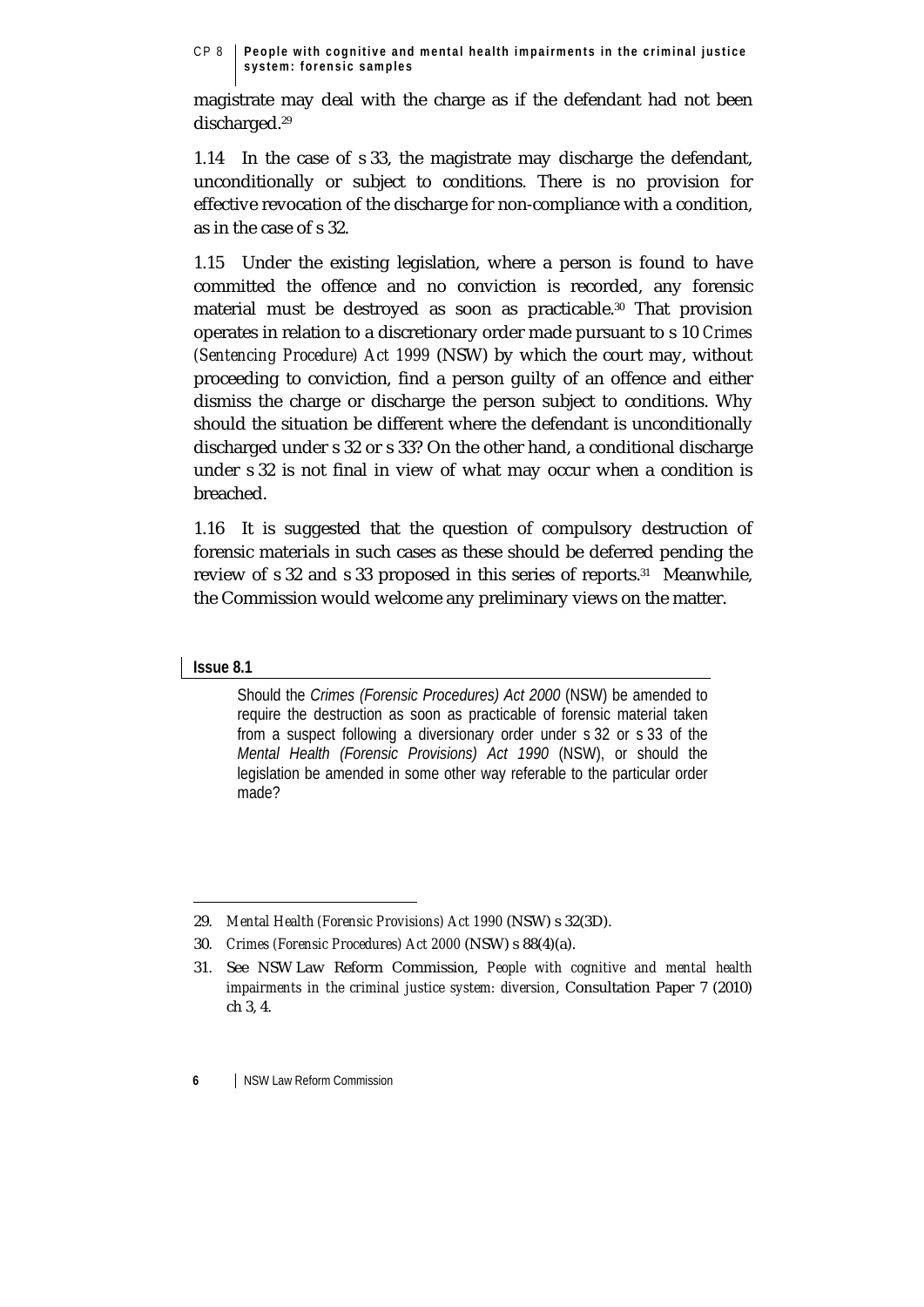magistrate may deal with the charge as if the defendant had not been discharged.[29]

1.14 In the case of s 33, the magistrate may discharge the defendant, unconditionally or subject to conditions. There is no provision for effective revocation of the discharge for non-compliance with a condition, as in the case of s 32.

1.15 Under the existing legislation, where a person is found to have committed the offence and no conviction is recorded, any forensic material must be destroyed as soon as practicable.[30] That provision operates in relation to a discretionary order made pursuant to s 10 *Crimes (Sentencing Procedure) Act 1999* (NSW) by which the court may, without proceeding to conviction, find a person guilty of an offence and either dismiss the charge or discharge the person subject to conditions. Why should the situation be different where the defendant is unconditionally discharged under s 32 or s 33? On the other hand, a conditional discharge under s 32 is not final in view of what may occur when a condition is breached.

1.16 It is suggested that the question of compulsory destruction of forensic materials in such cases as these should be deferred pending the review of s 32 and s 33 proposed in this series of reports.[31] Meanwhile, the Commission would welcome any preliminary views on the matter.

**Issue 8.1**

Should the *Crimes (Forensic Procedures) Act 2000* (NSW) be amended to require the destruction as soon as practicable of forensic material taken from a suspect following a diversionary order under s 32 or s 33 of the *Mental Health (Forensic Provisions) Act 1990* (NSW), or should the legislation be amended in some other way referable to the particular order made?

---

29. *Mental Health (Forensic Provisions) Act 1990* (NSW) s 32(3D).

30. *Crimes (Forensic Procedures) Act 2000* (NSW) s 88(4)(a).

31. See NSW Law Reform Commission, *People with cognitive and mental health impairments in the criminal justice system: diversion*, Consultation Paper 7 (2010) ch 3, 4.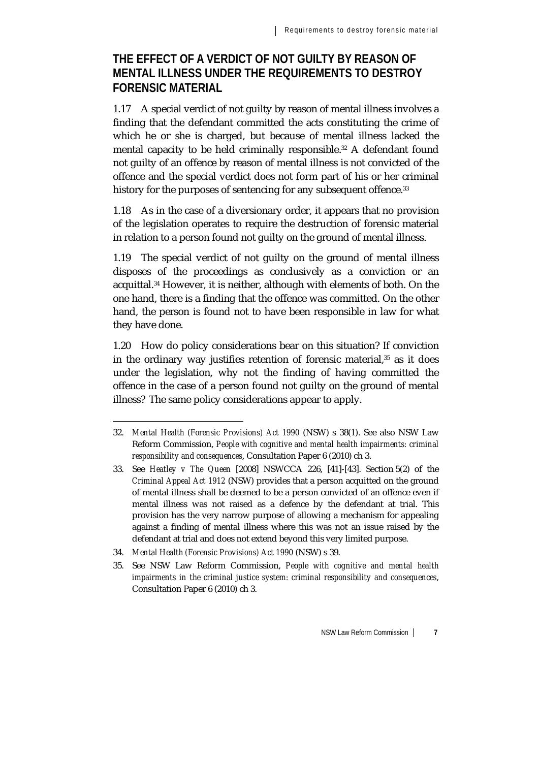## THE EFFECT OF A VERDICT OF NOT GUILTY BY REASON OF MENTAL ILLNESS UNDER THE REQUIREMENTS TO DESTROY FORENSIC MATERIAL

1.17 A special verdict of not guilty by reason of mental illness involves a finding that the defendant committed the acts constituting the crime of which he or she is charged, but because of mental illness lacked the mental capacity to be held criminally responsible.[32] A defendant found not guilty of an offence by reason of mental illness is not convicted of the offence and the special verdict does not form part of his or her criminal history for the purposes of sentencing for any subsequent offence.[33]

1.18 As in the case of a diversionary order, it appears that no provision of the legislation operates to require the destruction of forensic material in relation to a person found not guilty on the ground of mental illness.

1.19 The special verdict of not guilty on the ground of mental illness disposes of the proceedings as conclusively as a conviction or an acquittal.[34] However, it is neither, although with elements of both. On the one hand, there is a finding that the offence was committed. On the other hand, the person is found not to have been responsible in law for what they have done.

1.20 How do policy considerations bear on this situation? If conviction in the ordinary way justifies retention of forensic material,[35] as it does under the legislation, why not the finding of having committed the offence in the case of a person found not guilty on the ground of mental illness? The same policy considerations appear to apply.

---

32. *Mental Health (Forensic Provisions) Act 1990* (NSW) s 38(1). See also NSW Law Reform Commission, *People with cognitive and mental health impairments: criminal responsibility and consequences*, Consultation Paper 6 (2010) ch 3.

33. See *Heatley v The Queen* [2008] NSWCCA 226, [41]-[43]. Section 5(2) of the *Criminal Appeal Act 1912* (NSW) provides that a person acquitted on the ground of mental illness shall be deemed to be a person convicted of an offence even if mental illness was not raised as a defence by the defendant at trial. This provision has the very narrow purpose of allowing a mechanism for appealing against a finding of mental illness where this was not an issue raised by the defendant at trial and does not extend beyond this very limited purpose.

34. *Mental Health (Forensic Provisions) Act 1990* (NSW) s 39.

35. See NSW Law Reform Commission, *People with cognitive and mental health impairments in the criminal justice system: criminal responsibility and consequences*, Consultation Paper 6 (2010) ch 3.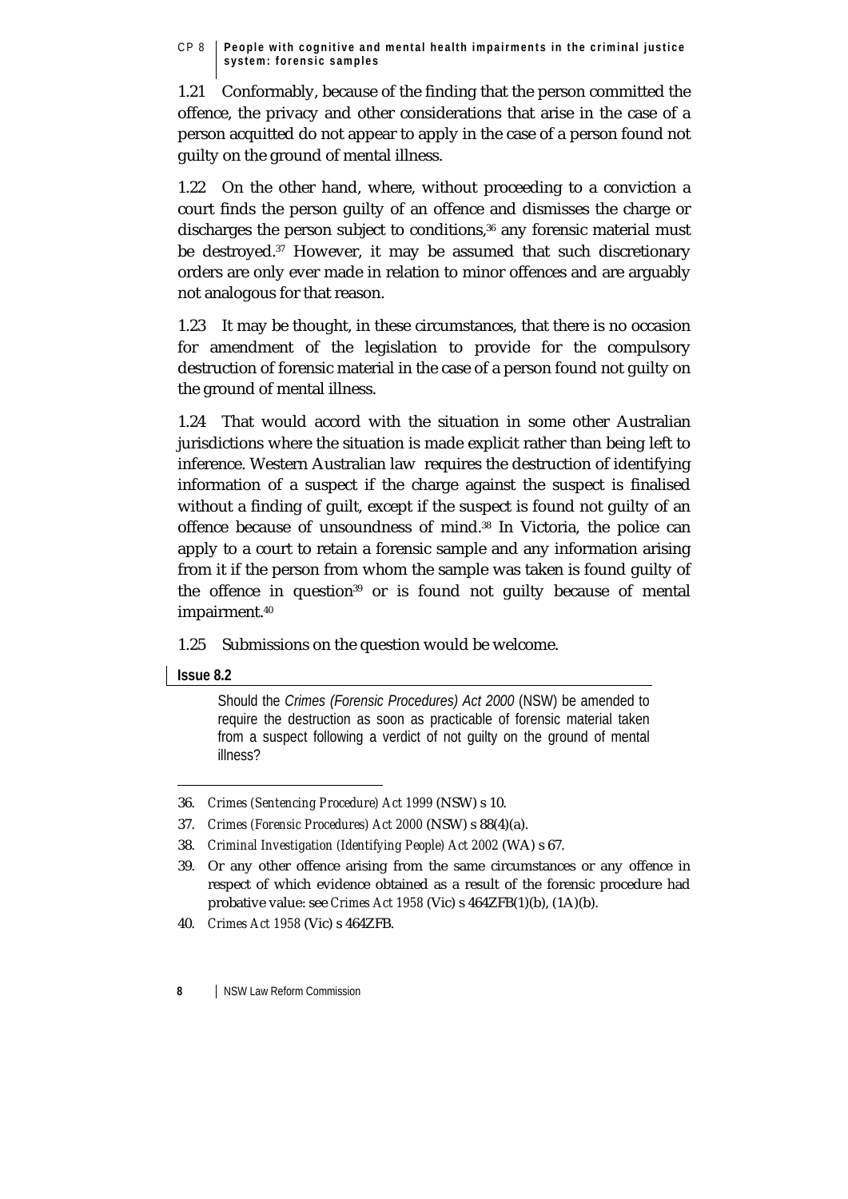1.21 Conformably, because of the finding that the person committed the offence, the privacy and other considerations that arise in the case of a person acquitted do not appear to apply in the case of a person found not guilty on the ground of mental illness.

1.22 On the other hand, where, without proceeding to a conviction a court finds the person guilty of an offence and dismisses the charge or discharges the person subject to conditions,[36] any forensic material must be destroyed.[37] However, it may be assumed that such discretionary orders are only ever made in relation to minor offences and are arguably not analogous for that reason.

1.23 It may be thought, in these circumstances, that there is no occasion for amendment of the legislation to provide for the compulsory destruction of forensic material in the case of a person found not guilty on the ground of mental illness.

1.24 That would accord with the situation in some other Australian jurisdictions where the situation is made explicit rather than being left to inference. Western Australian law requires the destruction of identifying information of a suspect if the charge against the suspect is finalised without a finding of guilt, except if the suspect is found not guilty of an offence because of unsoundness of mind.[38] In Victoria, the police can apply to a court to retain a forensic sample and any information arising from it if the person from whom the sample was taken is found guilty of the offence in question[39] or is found not guilty because of mental impairment.[40]

1.25 Submissions on the question would be welcome.

**Issue 8.2**

> Should the *Crimes (Forensic Procedures) Act 2000* (NSW) be amended to require the destruction as soon as practicable of forensic material taken from a suspect following a verdict of not guilty on the ground of mental illness?

---

36. *Crimes (Sentencing Procedure) Act 1999* (NSW) s 10.
37. *Crimes (Forensic Procedures) Act 2000* (NSW) s 88(4)(a).
38. *Criminal Investigation (Identifying People) Act 2002* (WA) s 67.
39. Or any other offence arising from the same circumstances or any offence in respect of which evidence obtained as a result of the forensic procedure had probative value: see *Crimes Act 1958* (Vic) s 464ZFB(1)(b), (1A)(b).
40. *Crimes Act 1958* (Vic) s 464ZFB.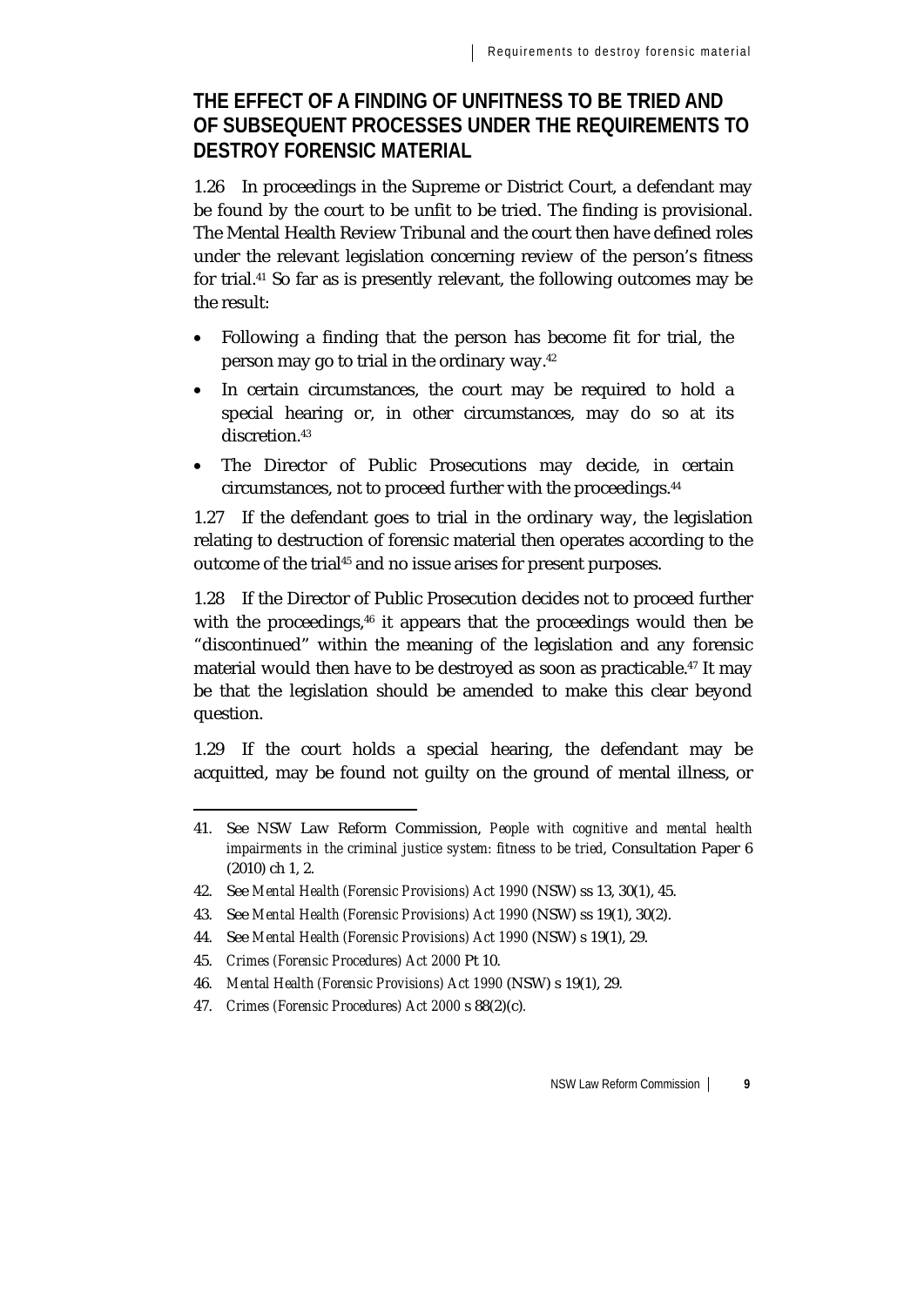## THE EFFECT OF A FINDING OF UNFITNESS TO BE TRIED AND OF SUBSEQUENT PROCESSES UNDER THE REQUIREMENTS TO DESTROY FORENSIC MATERIAL

1.26 In proceedings in the Supreme or District Court, a defendant may be found by the court to be unfit to be tried. The finding is provisional. The Mental Health Review Tribunal and the court then have defined roles under the relevant legislation concerning review of the person's fitness for trial.[41] So far as is presently relevant, the following outcomes may be the result:

- Following a finding that the person has become fit for trial, the person may go to trial in the ordinary way.[42]
- In certain circumstances, the court may be required to hold a special hearing or, in other circumstances, may do so at its discretion.[43]
- The Director of Public Prosecutions may decide, in certain circumstances, not to proceed further with the proceedings.[44]

1.27 If the defendant goes to trial in the ordinary way, the legislation relating to destruction of forensic material then operates according to the outcome of the trial[45] and no issue arises for present purposes.

1.28 If the Director of Public Prosecution decides not to proceed further with the proceedings,[46] it appears that the proceedings would then be "discontinued" within the meaning of the legislation and any forensic material would then have to be destroyed as soon as practicable.[47] It may be that the legislation should be amended to make this clear beyond question.

1.29 If the court holds a special hearing, the defendant may be acquitted, may be found not guilty on the ground of mental illness, or

---

41. See NSW Law Reform Commission, *People with cognitive and mental health impairments in the criminal justice system: fitness to be tried*, Consultation Paper 6 (2010) ch 1, 2.
42. See *Mental Health (Forensic Provisions) Act 1990* (NSW) ss 13, 30(1), 45.
43. See *Mental Health (Forensic Provisions) Act 1990* (NSW) ss 19(1), 30(2).
44. See *Mental Health (Forensic Provisions) Act 1990* (NSW) s 19(1), 29.
45. *Crimes (Forensic Procedures) Act 2000* Pt 10.
46. *Mental Health (Forensic Provisions) Act 1990* (NSW) s 19(1), 29.
47. *Crimes (Forensic Procedures) Act 2000* s 88(2)(c).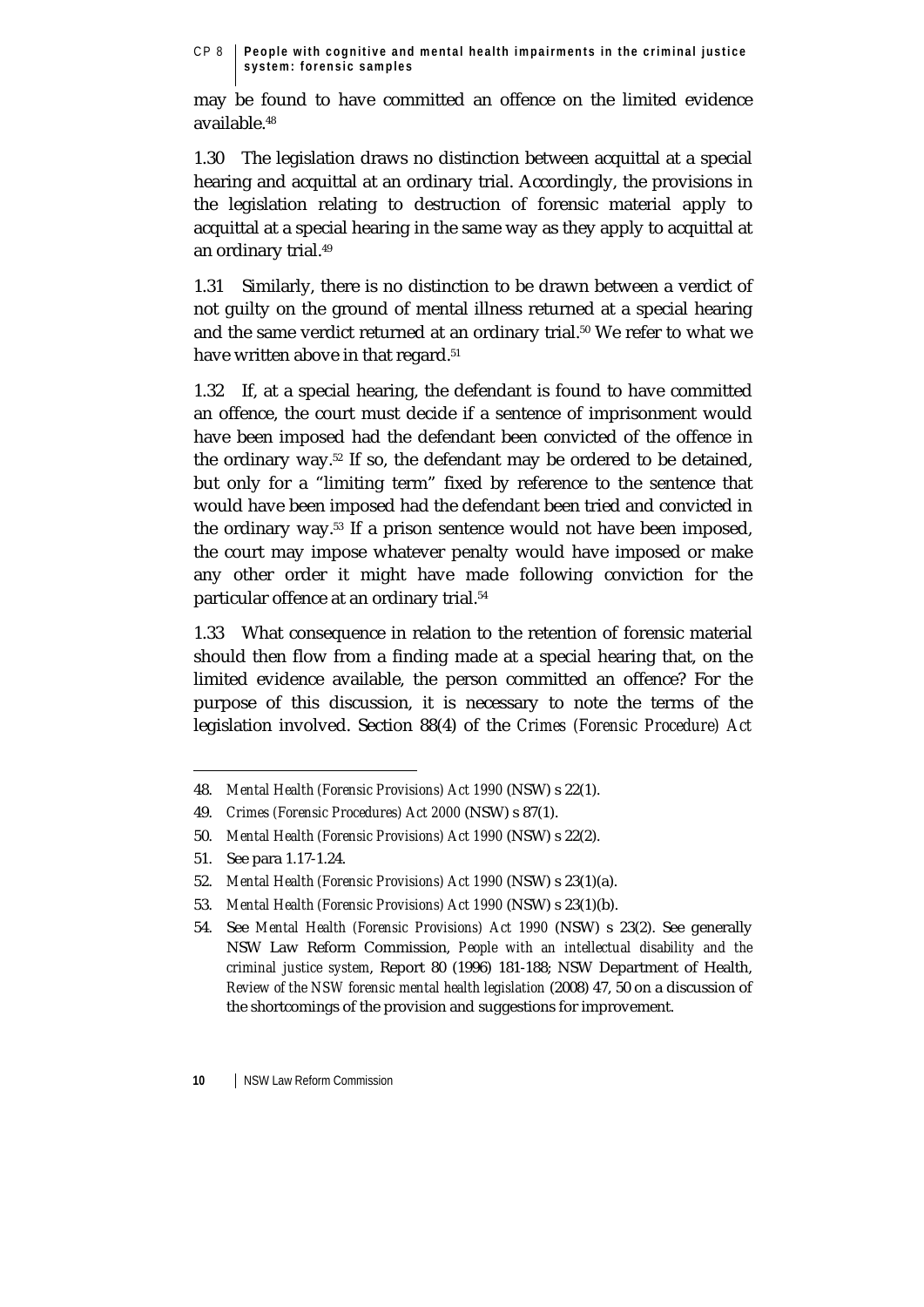may be found to have committed an offence on the limited evidence available.[48]

1.30 The legislation draws no distinction between acquittal at a special hearing and acquittal at an ordinary trial. Accordingly, the provisions in the legislation relating to destruction of forensic material apply to acquittal at a special hearing in the same way as they apply to acquittal at an ordinary trial.[49]

1.31 Similarly, there is no distinction to be drawn between a verdict of not guilty on the ground of mental illness returned at a special hearing and the same verdict returned at an ordinary trial.[50] We refer to what we have written above in that regard.[51]

1.32 If, at a special hearing, the defendant is found to have committed an offence, the court must decide if a sentence of imprisonment would have been imposed had the defendant been convicted of the offence in the ordinary way.[52] If so, the defendant may be ordered to be detained, but only for a "limiting term" fixed by reference to the sentence that would have been imposed had the defendant been tried and convicted in the ordinary way.[53] If a prison sentence would not have been imposed, the court may impose whatever penalty would have imposed or make any other order it might have made following conviction for the particular offence at an ordinary trial.[54]

1.33 What consequence in relation to the retention of forensic material should then flow from a finding made at a special hearing that, on the limited evidence available, the person committed an offence? For the purpose of this discussion, it is necessary to note the terms of the legislation involved. Section 88(4) of the *Crimes (Forensic Procedure) Act*

---

48. *Mental Health (Forensic Provisions) Act 1990* (NSW) s 22(1).
49. *Crimes (Forensic Procedures) Act 2000* (NSW) s 87(1).
50. *Mental Health (Forensic Provisions) Act 1990* (NSW) s 22(2).
51. See para 1.17-1.24.
52. *Mental Health (Forensic Provisions) Act 1990* (NSW) s 23(1)(a).
53. *Mental Health (Forensic Provisions) Act 1990* (NSW) s 23(1)(b).
54. See *Mental Health (Forensic Provisions) Act 1990* (NSW) s 23(2). See generally NSW Law Reform Commission, *People with an intellectual disability and the criminal justice system*, Report 80 (1996) 181-188; NSW Department of Health, *Review of the NSW forensic mental health legislation* (2008) 47, 50 on a discussion of the shortcomings of the provision and suggestions for improvement.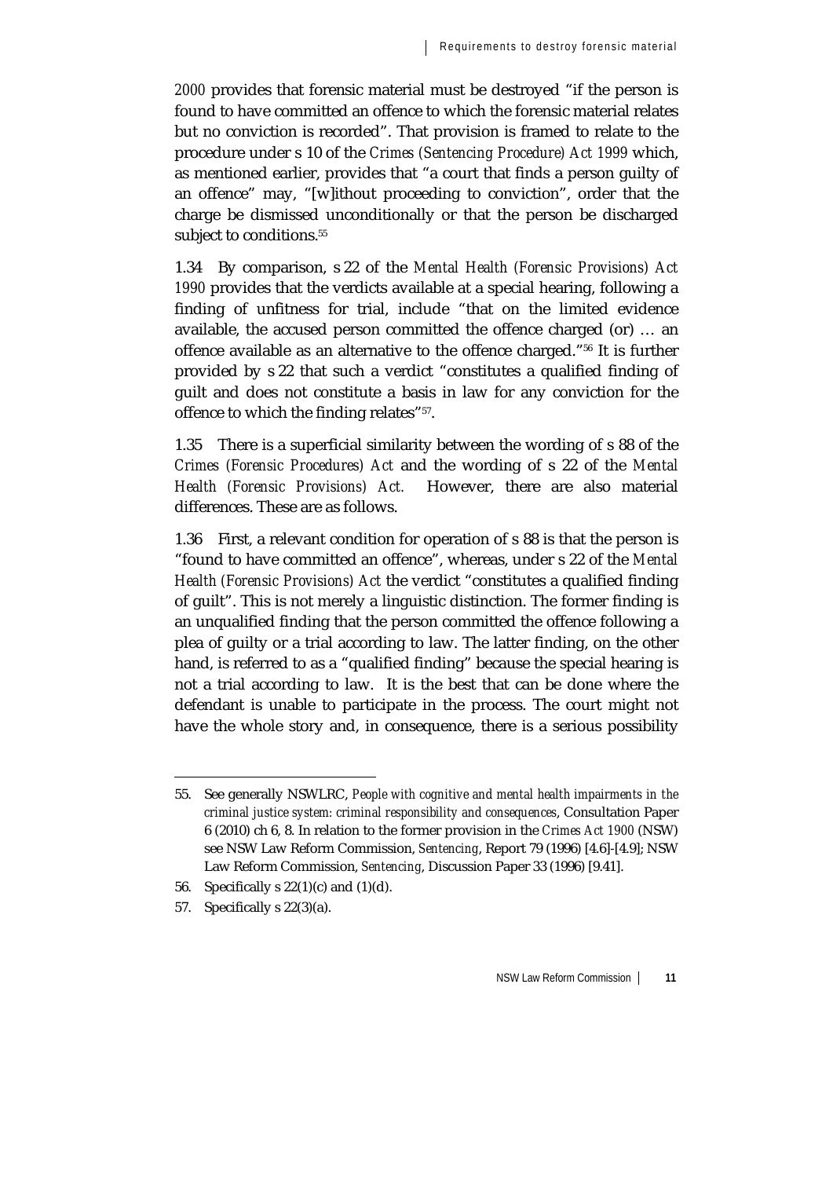*2000* provides that forensic material must be destroyed "if the person is found to have committed an offence to which the forensic material relates but no conviction is recorded". That provision is framed to relate to the procedure under s 10 of the *Crimes (Sentencing Procedure) Act 1999* which, as mentioned earlier, provides that "a court that finds a person guilty of an offence" may, "[w]ithout proceeding to conviction", order that the charge be dismissed unconditionally or that the person be discharged subject to conditions.[55]

1.34 By comparison, s 22 of the *Mental Health (Forensic Provisions) Act 1990* provides that the verdicts available at a special hearing, following a finding of unfitness for trial, include "that on the limited evidence available, the accused person committed the offence charged (or) … an offence available as an alternative to the offence charged."[56] It is further provided by s 22 that such a verdict "constitutes a qualified finding of guilt and does not constitute a basis in law for any conviction for the offence to which the finding relates"[57].

1.35 There is a superficial similarity between the wording of s 88 of the *Crimes (Forensic Procedures) Act* and the wording of s 22 of the *Mental Health (Forensic Provisions) Act.* However, there are also material differences. These are as follows.

1.36 First, a relevant condition for operation of s 88 is that the person is "found to have committed an offence", whereas, under s 22 of the *Mental Health (Forensic Provisions) Act* the verdict "constitutes a qualified finding of guilt". This is not merely a linguistic distinction. The former finding is an unqualified finding that the person committed the offence following a plea of guilty or a trial according to law. The latter finding, on the other hand, is referred to as a "qualified finding" because the special hearing is not a trial according to law. It is the best that can be done where the defendant is unable to participate in the process. The court might not have the whole story and, in consequence, there is a serious possibility

---

55. See generally NSWLRC, *People with cognitive and mental health impairments in the criminal justice system: criminal responsibility and consequences*, Consultation Paper 6 (2010) ch 6, 8. In relation to the former provision in the *Crimes Act 1900* (NSW) see NSW Law Reform Commission, *Sentencing*, Report 79 (1996) [4.6]-[4.9]; NSW Law Reform Commission, *Sentencing*, Discussion Paper 33 (1996) [9.41].

56. Specifically s 22(1)(c) and (1)(d).

57. Specifically s 22(3)(a).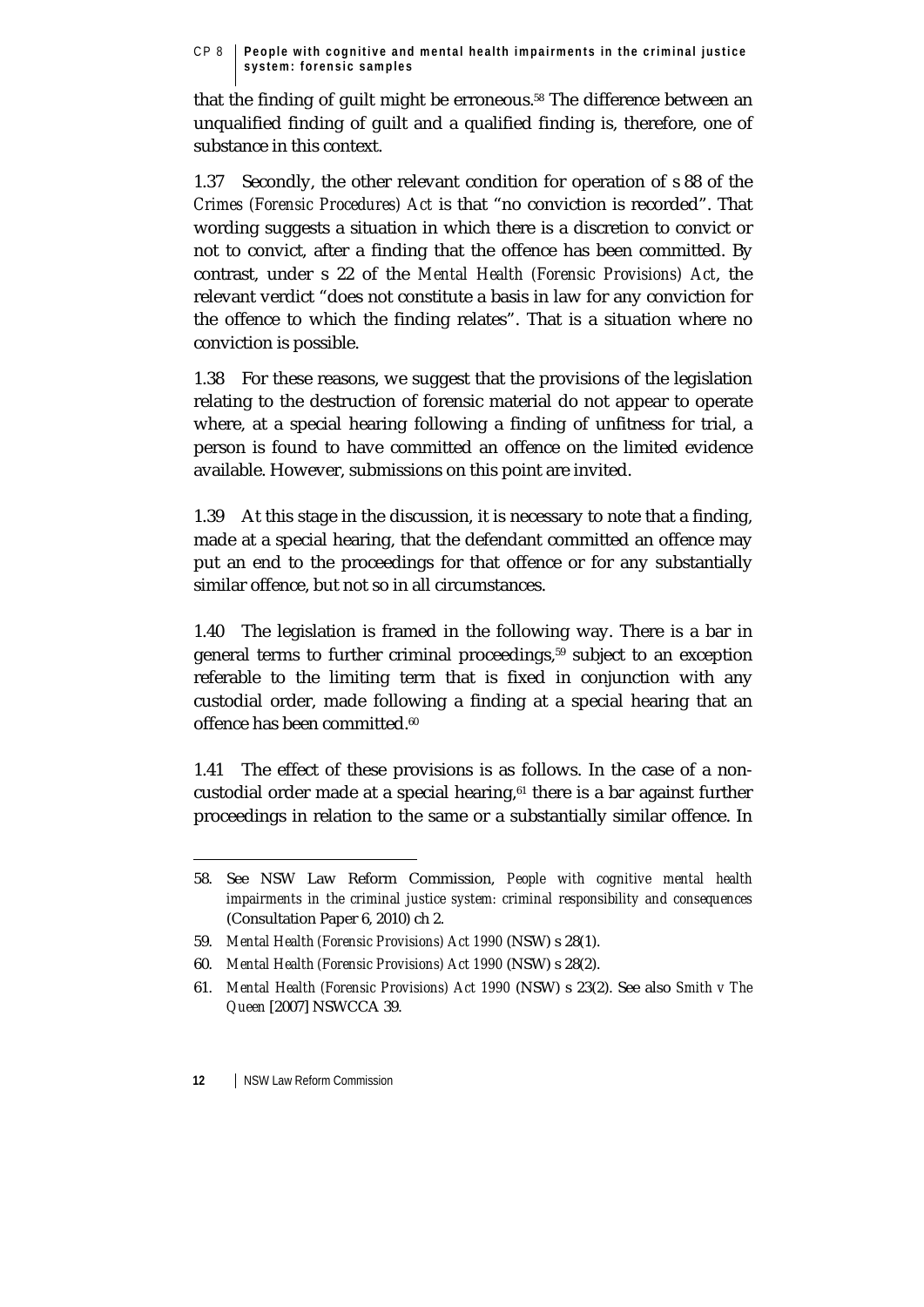that the finding of guilt might be erroneous.[58] The difference between an unqualified finding of guilt and a qualified finding is, therefore, one of substance in this context.

1.37 Secondly, the other relevant condition for operation of s 88 of the *Crimes (Forensic Procedures) Act* is that "no conviction is recorded". That wording suggests a situation in which there is a discretion to convict or not to convict, after a finding that the offence has been committed. By contrast, under s 22 of the *Mental Health (Forensic Provisions) Act*, the relevant verdict "does not constitute a basis in law for any conviction for the offence to which the finding relates". That is a situation where no conviction is possible.

1.38 For these reasons, we suggest that the provisions of the legislation relating to the destruction of forensic material do not appear to operate where, at a special hearing following a finding of unfitness for trial, a person is found to have committed an offence on the limited evidence available. However, submissions on this point are invited.

1.39 At this stage in the discussion, it is necessary to note that a finding, made at a special hearing, that the defendant committed an offence may put an end to the proceedings for that offence or for any substantially similar offence, but not so in all circumstances.

1.40 The legislation is framed in the following way. There is a bar in general terms to further criminal proceedings,[59] subject to an exception referable to the limiting term that is fixed in conjunction with any custodial order, made following a finding at a special hearing that an offence has been committed.[60]

1.41 The effect of these provisions is as follows. In the case of a non-custodial order made at a special hearing,[61] there is a bar against further proceedings in relation to the same or a substantially similar offence. In

---

58. See NSW Law Reform Commission, *People with cognitive mental health impairments in the criminal justice system: criminal responsibility and consequences* (Consultation Paper 6, 2010) ch 2.

59. *Mental Health (Forensic Provisions) Act 1990* (NSW) s 28(1).

60. *Mental Health (Forensic Provisions) Act 1990* (NSW) s 28(2).

61. *Mental Health (Forensic Provisions) Act 1990* (NSW) s 23(2). See also *Smith v The Queen* [2007] NSWCCA 39.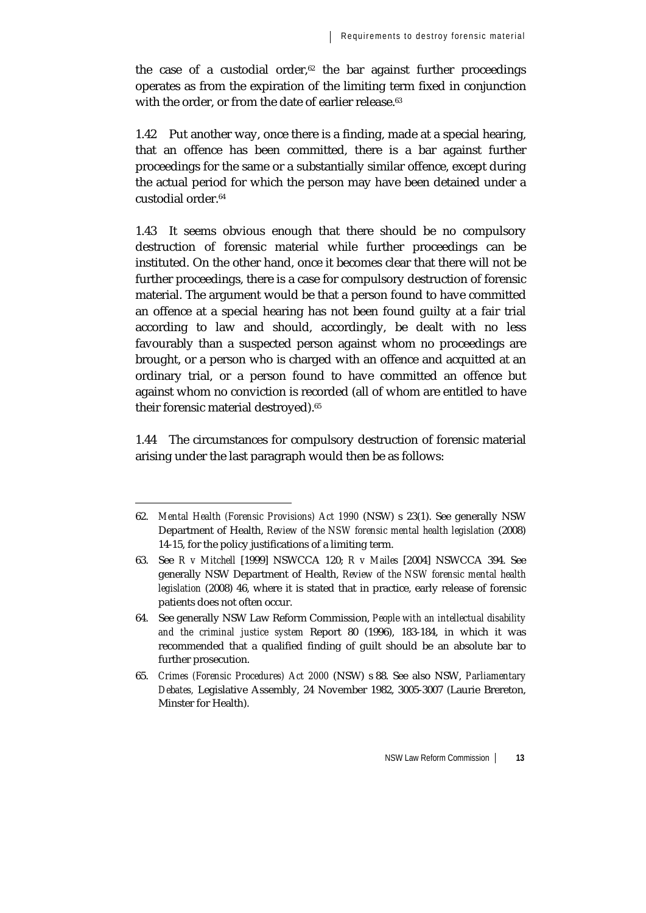the case of a custodial order,[62] the bar against further proceedings operates as from the expiration of the limiting term fixed in conjunction with the order, or from the date of earlier release.[63]

1.42 Put another way, once there is a finding, made at a special hearing, that an offence has been committed, there is a bar against further proceedings for the same or a substantially similar offence, except during the actual period for which the person may have been detained under a custodial order.[64]

1.43 It seems obvious enough that there should be no compulsory destruction of forensic material while further proceedings can be instituted. On the other hand, once it becomes clear that there will not be further proceedings, there is a case for compulsory destruction of forensic material. The argument would be that a person found to have committed an offence at a special hearing has not been found guilty at a fair trial according to law and should, accordingly, be dealt with no less favourably than a suspected person against whom no proceedings are brought, or a person who is charged with an offence and acquitted at an ordinary trial, or a person found to have committed an offence but against whom no conviction is recorded (all of whom are entitled to have their forensic material destroyed).[65]

1.44 The circumstances for compulsory destruction of forensic material arising under the last paragraph would then be as follows:

---

62. *Mental Health (Forensic Provisions) Act 1990* (NSW) s 23(1). See generally NSW Department of Health, *Review of the NSW forensic mental health legislation* (2008) 14-15, for the policy justifications of a limiting term.

63. See *R v Mitchell* [1999] NSWCCA 120; *R v Mailes* [2004] NSWCCA 394. See generally NSW Department of Health, *Review of the NSW forensic mental health legislation* (2008) 46, where it is stated that in practice, early release of forensic patients does not often occur.

64. See generally NSW Law Reform Commission, *People with an intellectual disability and the criminal justice system* Report 80 (1996), 183-184, in which it was recommended that a qualified finding of guilt should be an absolute bar to further prosecution.

65. *Crimes (Forensic Procedures) Act 2000* (NSW) s 88. See also NSW, *Parliamentary Debates,* Legislative Assembly, 24 November 1982, 3005-3007 (Laurie Brereton, Minster for Health).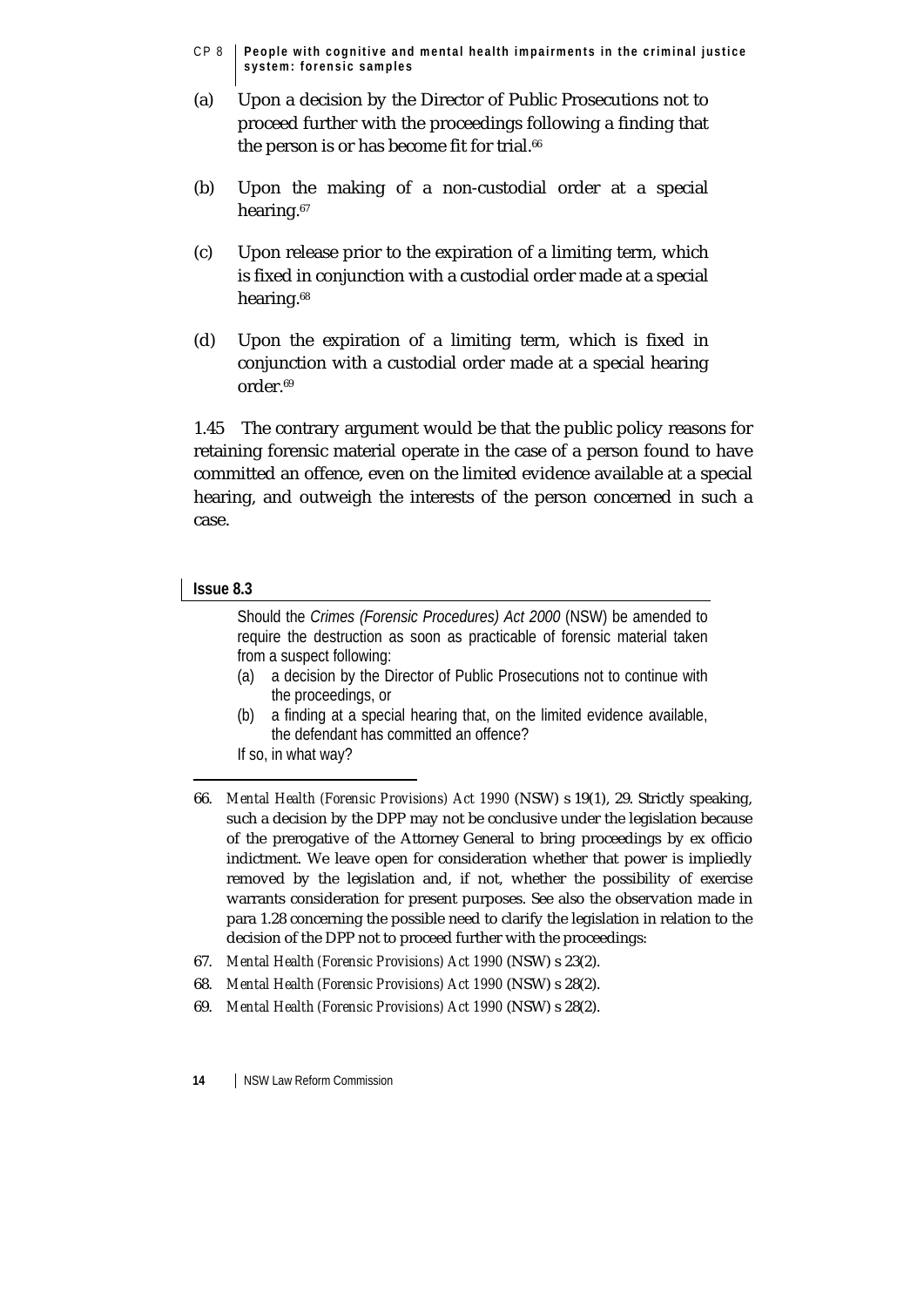(a) Upon a decision by the Director of Public Prosecutions not to proceed further with the proceedings following a finding that the person is or has become fit for trial.[66]

(b) Upon the making of a non-custodial order at a special hearing.[67]

(c) Upon release prior to the expiration of a limiting term, which is fixed in conjunction with a custodial order made at a special hearing.[68]

(d) Upon the expiration of a limiting term, which is fixed in conjunction with a custodial order made at a special hearing order.[69]

1.45 The contrary argument would be that the public policy reasons for retaining forensic material operate in the case of a person found to have committed an offence, even on the limited evidence available at a special hearing, and outweigh the interests of the person concerned in such a case.

**Issue 8.3**

Should the *Crimes (Forensic Procedures) Act 2000* (NSW) be amended to require the destruction as soon as practicable of forensic material taken from a suspect following:

(a) a decision by the Director of Public Prosecutions not to continue with the proceedings, or

(b) a finding at a special hearing that, on the limited evidence available, the defendant has committed an offence?

If so, in what way?

---

66. *Mental Health (Forensic Provisions) Act 1990* (NSW) s 19(1), 29. Strictly speaking, such a decision by the DPP may not be conclusive under the legislation because of the prerogative of the Attorney General to bring proceedings by ex officio indictment. We leave open for consideration whether that power is impliedly removed by the legislation and, if not, whether the possibility of exercise warrants consideration for present purposes. See also the observation made in para 1.28 concerning the possible need to clarify the legislation in relation to the decision of the DPP not to proceed further with the proceedings:

67. *Mental Health (Forensic Provisions) Act 1990* (NSW) s 23(2).

68. *Mental Health (Forensic Provisions) Act 1990* (NSW) s 28(2).

69. *Mental Health (Forensic Provisions) Act 1990* (NSW) s 28(2).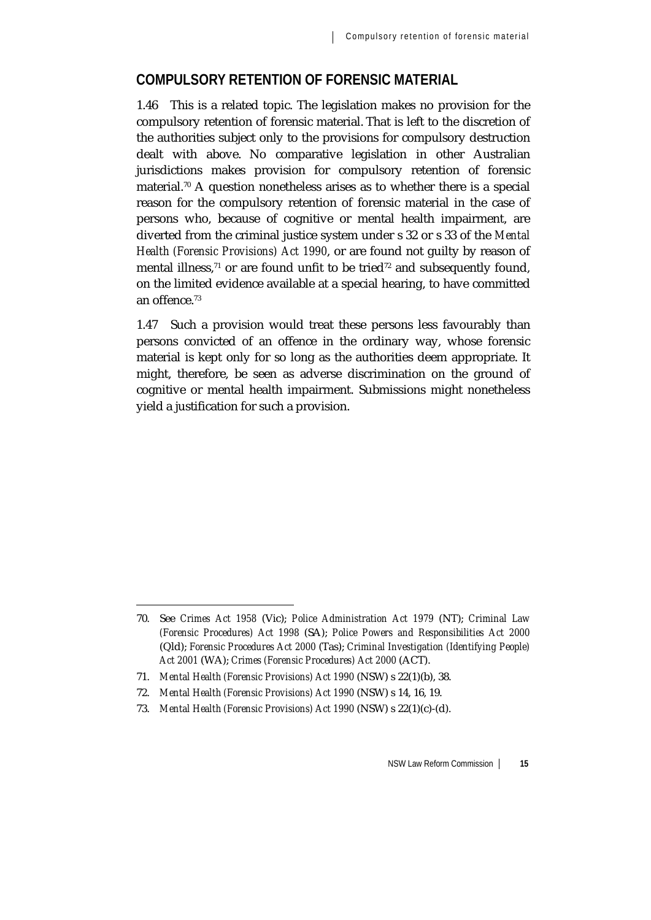## COMPULSORY RETENTION OF FORENSIC MATERIAL

1.46 This is a related topic. The legislation makes no provision for the compulsory retention of forensic material. That is left to the discretion of the authorities subject only to the provisions for compulsory destruction dealt with above. No comparative legislation in other Australian jurisdictions makes provision for compulsory retention of forensic material.[70] A question nonetheless arises as to whether there is a special reason for the compulsory retention of forensic material in the case of persons who, because of cognitive or mental health impairment, are diverted from the criminal justice system under s 32 or s 33 of the *Mental Health (Forensic Provisions) Act 1990*, or are found not guilty by reason of mental illness,[71] or are found unfit to be tried[72] and subsequently found, on the limited evidence available at a special hearing, to have committed an offence.[73]

1.47 Such a provision would treat these persons less favourably than persons convicted of an offence in the ordinary way, whose forensic material is kept only for so long as the authorities deem appropriate. It might, therefore, be seen as adverse discrimination on the ground of cognitive or mental health impairment. Submissions might nonetheless yield a justification for such a provision.

---

70. See *Crimes Act 1958* (Vic); *Police Administration Act 1979* (NT); *Criminal Law (Forensic Procedures) Act 1998* (SA); *Police Powers and Responsibilities Act 2000* (Qld); *Forensic Procedures Act 2000* (Tas); *Criminal Investigation (Identifying People) Act 2001* (WA); *Crimes (Forensic Procedures) Act 2000* (ACT).

71. *Mental Health (Forensic Provisions) Act 1990* (NSW) s 22(1)(b), 38.

72. *Mental Health (Forensic Provisions) Act 1990* (NSW) s 14, 16, 19.

73. *Mental Health (Forensic Provisions) Act 1990* (NSW) s 22(1)(c)-(d).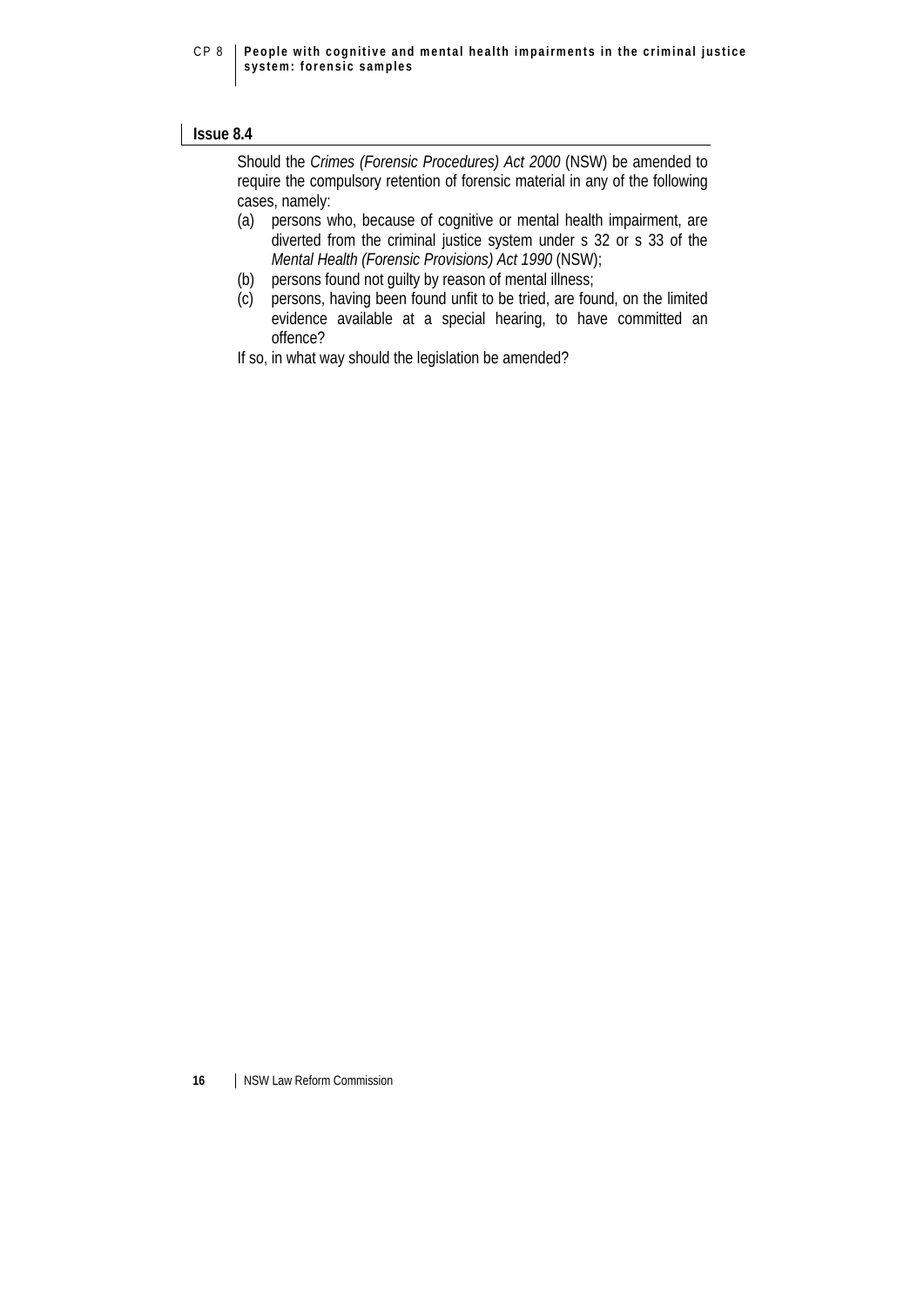## Issue 8.4

Should the *Crimes (Forensic Procedures) Act 2000* (NSW) be amended to require the compulsory retention of forensic material in any of the following cases, namely:

(a) persons who, because of cognitive or mental health impairment, are diverted from the criminal justice system under s 32 or s 33 of the *Mental Health (Forensic Provisions) Act 1990* (NSW);

(b) persons found not guilty by reason of mental illness;

(c) persons, having been found unfit to be tried, are found, on the limited evidence available at a special hearing, to have committed an offence?

If so, in what way should the legislation be amended?